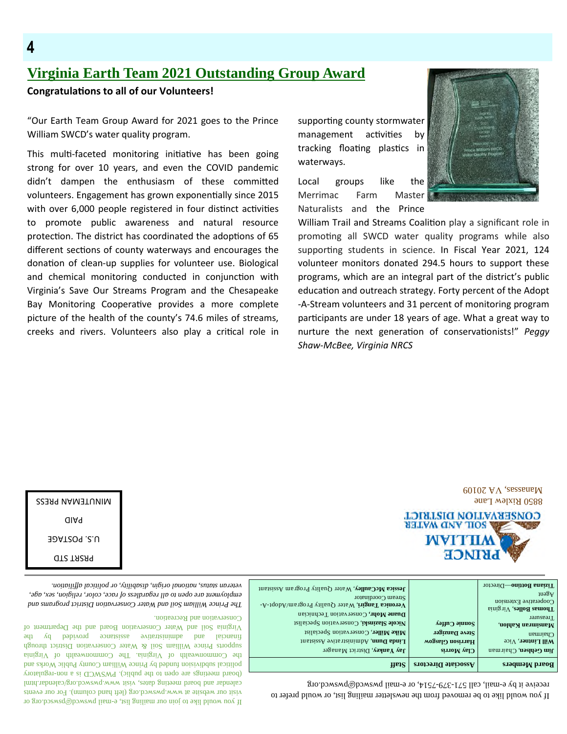## Virginia Earth Team 2021 Outstanding Group Award

**Congratulations to all of our Volunteers!**

"Our Earth Team Group Award for 2021 goes to the Prince William SWCD's water quality program.

This multi-faceted monitoring initiative has been going strong for over 10 years, and even the COVID pandemic didn't dampen the enthusiasm of these committed volunteers. Engagement has grown exponentially since 2015 with over 6,000 people registered in four distinct activities to promote public awareness and natural resource protection. The district has coordinated the adoptions of 65 different sections of county waterways and encourages the donation of clean-up supplies for volunteer use. Biological and chemical monitoring conducted in conjunction with Virginia's Save Our Streams Program and the Chesapeake Bay Monitoring Cooperative provides a more complete picture of the health of the county's 74.6 miles of streams, creeks and rivers. Volunteers also play a critical role in supporting county stormwater management activities by tracking floating plastics in waterways.

Local groups like the Merrimac Farm Master Naturalists and the Prince William Trail and Streams Coalition play a significant role in promoting all SWCD water quality programs while also supporting students in science. In Fiscal Year 2021, 124 volunteer monitors donated 294.5 hours to support these programs, which are an integral part of the district's public education and outreach strategy. Forty percent of the Adopt-A-Stream volunteers and 31 percent of monitoring participants are under 18 years of age. What a great way to nurture the next generation of conservationists!" *Peggy Shaw-McBee, Virginia NRCS*

PRINCE WILLIAM SOIL AND WATER CONSERVATION DISTRICT
8850 Rixlew Lane
Manassas, VA 20109

PRSRT STD
U.S. POSTAGE
PAID
MINUTEMAN PRESS

If you would like to be removed from the newsletter mailing list, or would prefer to receive it by e-mail, call 571-379-7514, or e-mail pwswcd@pwswcd.org

| Board Members | Associate Directors | Staff |
|---|---|---|
| **Jim Gehlsen**, Chairman | **Clay Morris** | **Jay Yankey**, District Manager |
| **Will Lintner**, Vice Chairman | **Harrison Glasgow** | **Linda Dunn**, Administrative Assistant |
| **Mansimran Kahlon**, Treasurer | **Steve Danziger** | **Mike Miller**, Conservation Specialist |
| **Thomas Bolles**, Virginia Cooperative Extension Agent | **Sonnie Cuffey** | **Nicole Slazinski**, Conservation Specialist |
| **Tiziana Bottino**—Director | | **Duane Mohr**, Conservation Technician |
| | | **Veronica Tangiri**, Water Quality Program/Adopt-A-Stream Coordinator |
| | | **Jessica McCauley**, Water Quality Program Assistant |

If you would like to join our mailing list, e-mail pwswcd@pwswcd.org or visit our website at www.pwswcd.org (left hand column). For our events calendar and board meeting dates, visit www.pwswcd.org/calendar.html (board meetings are open to the public). PWSWCD is a non-regulatory political subdivision funded by Prince William County Public Works and the Commonwealth of Virginia. The Commonwealth of Virginia supports Prince William Soil & Water Conservation District through financial and administrative assistance provided by the Virginia Soil and Water Conservation Board and the Department of Conservation and Recreation.

*The Prince William Soil and Water Conservation District programs and employment are open to all regardless of race, color, religion, sex, age, veteran status, national origin, disability, or political affiliation.*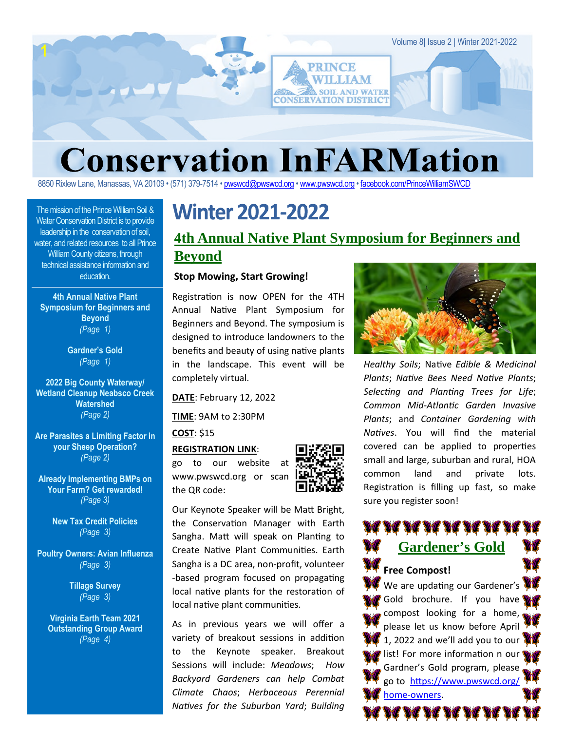# Conservation InFARMation

8850 Rixlew Lane, Manassas, VA 20109 • (571) 379-7514 • pwswcd@pwswcd.org • www.pwswcd.org • facebook.com/PrinceWilliamSWCD

The mission of the Prince William Soil & Water Conservation District is to provide leadership in the conservation of soil, water, and related resources to all Prince William County citizens, through technical assistance information and education.

**4th Annual Native Plant Symposium for Beginners and Beyond** *(Page 1)*

**Gardner's Gold** *(Page 1)*

**2022 Big County Waterway/ Wetland Cleanup Neabsco Creek Watershed** *(Page 2)*

**Are Parasites a Limiting Factor in your Sheep Operation?** *(Page 2)*

**Already Implementing BMPs on Your Farm? Get rewarded!** *(Page 3)*

**New Tax Credit Policies** *(Page 3)*

**Poultry Owners: Avian Influenza** *(Page 3)*

**Tillage Survey** *(Page 3)*

**Virginia Earth Team 2021 Outstanding Group Award** *(Page 4)*

## Winter 2021-2022

### 4th Annual Native Plant Symposium for Beginners and Beyond

**Stop Mowing, Start Growing!**

Registration is now OPEN for the 4TH Annual Native Plant Symposium for Beginners and Beyond. The symposium is designed to introduce landowners to the benefits and beauty of using native plants in the landscape. This event will be completely virtual.

**DATE**: February 12, 2022

**TIME**: 9AM to 2:30PM

**COST**: $15

**REGISTRATION LINK**: go to our website at www.pwswcd.org or scan the QR code:

Our Keynote Speaker will be Matt Bright, the Conservation Manager with Earth Sangha. Matt will speak on Planting to Create Native Plant Communities. Earth Sangha is a DC area, non-profit, volunteer -based program focused on propagating local native plants for the restoration of local native plant communities.

As in previous years we will offer a variety of breakout sessions in addition to the Keynote speaker. Breakout Sessions will include: *Meadows*; *How Backyard Gardeners can help Combat Climate Chaos*; *Herbaceous Perennial Natives for the Suburban Yard*; *Building Healthy Soils*; Native *Edible & Medicinal Plants*; *Native Bees Need Native Plants*; *Selecting and Planting Trees for Life*; *Common Mid-Atlantic Garden Invasive Plants*; and *Container Gardening with Natives*. You will find the material covered can be applied to properties small and large, suburban and rural, HOA common land and private lots. Registration is filling up fast, so make sure you register soon!

### Gardener's Gold

**Free Compost!**

We are updating our Gardener's Gold brochure. If you have compost looking for a home, please let us know before April 1, 2022 and we'll add you to our list! For more information n our Gardner's Gold program, please go to https://www.pwswcd.org/home-owners.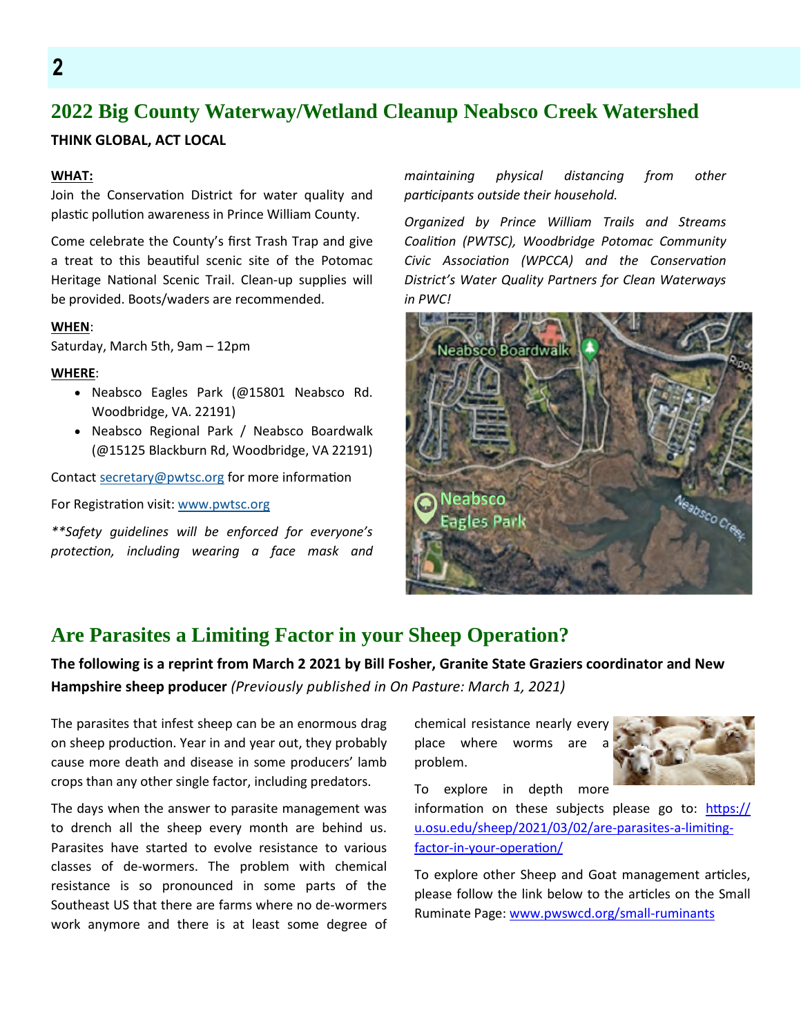## 2022 Big County Waterway/Wetland Cleanup Neabsco Creek Watershed

**THINK GLOBAL, ACT LOCAL**

**WHAT:**
Join the Conservation District for water quality and plastic pollution awareness in Prince William County.

Come celebrate the County's first Trash Trap and give a treat to this beautiful scenic site of the Potomac Heritage National Scenic Trail. Clean-up supplies will be provided. Boots/waders are recommended.

**WHEN**:
Saturday, March 5th, 9am – 12pm

**WHERE**:

- Neabsco Eagles Park (@15801 Neabsco Rd. Woodbridge, VA. 22191)
- Neabsco Regional Park / Neabsco Boardwalk (@15125 Blackburn Rd, Woodbridge, VA 22191)

Contact secretary@pwtsc.org for more information

For Registration visit: www.pwtsc.org

*\*\*Safety guidelines will be enforced for everyone's protection, including wearing a face mask and maintaining physical distancing from other participants outside their household.*

*Organized by Prince William Trails and Streams Coalition (PWTSC), Woodbridge Potomac Community Civic Association (WPCCA) and the Conservation District's Water Quality Partners for Clean Waterways in PWC!*

## Are Parasites a Limiting Factor in your Sheep Operation?

**The following is a reprint from March 2 2021 by Bill Fosher, Granite State Graziers coordinator and New Hampshire sheep producer** *(Previously published in On Pasture: March 1, 2021)*

The parasites that infest sheep can be an enormous drag on sheep production. Year in and year out, they probably cause more death and disease in some producers' lamb crops than any other single factor, including predators.

The days when the answer to parasite management was to drench all the sheep every month are behind us. Parasites have started to evolve resistance to various classes of de-wormers. The problem with chemical resistance is so pronounced in some parts of the Southeast US that there are farms where no de-wormers work anymore and there is at least some degree of chemical resistance nearly every place where worms are a problem.

To explore in depth more information on these subjects please go to: https://u.osu.edu/sheep/2021/03/02/are-parasites-a-limiting-factor-in-your-operation/

To explore other Sheep and Goat management articles, please follow the link below to the articles on the Small Ruminate Page: www.pwswcd.org/small-ruminants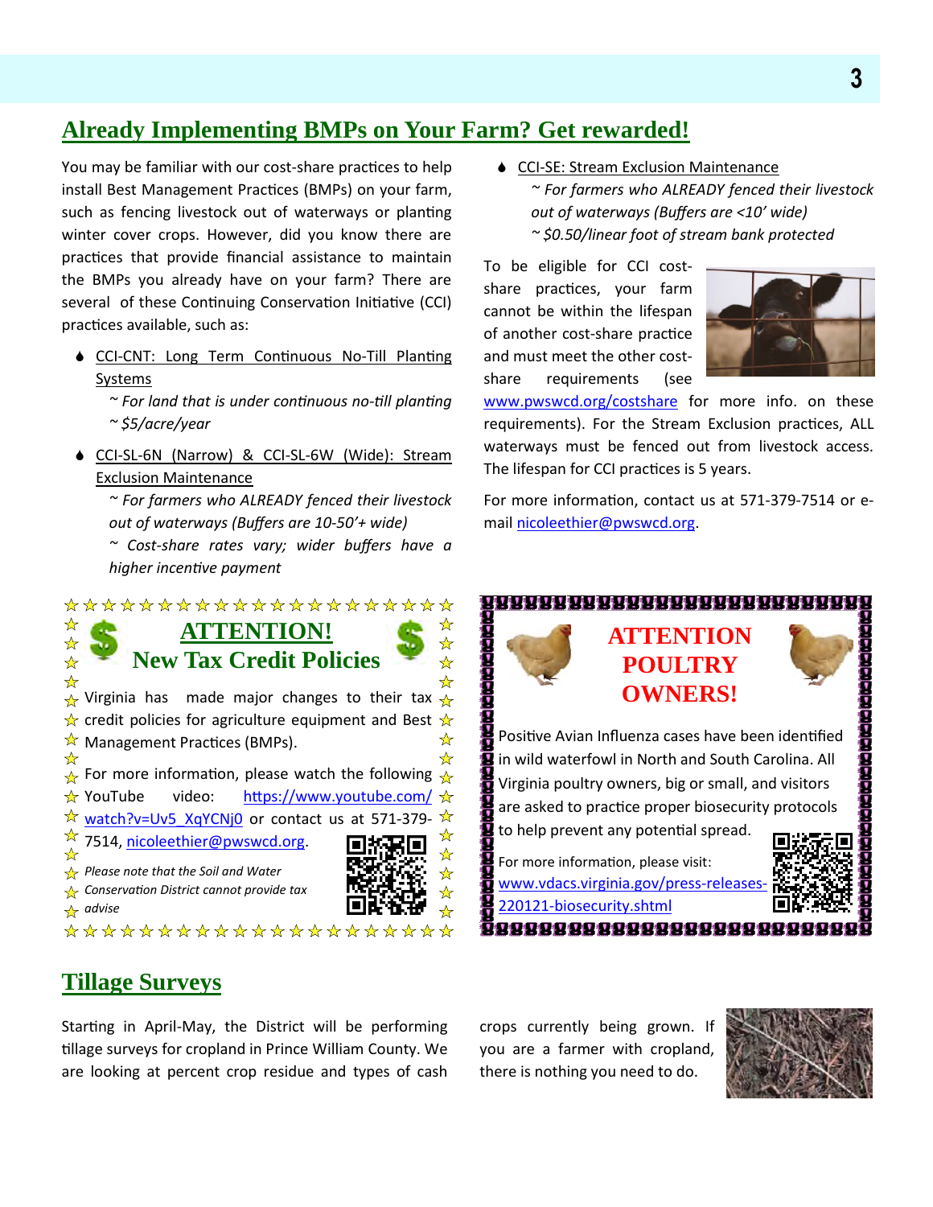## Already Implementing BMPs on Your Farm? Get rewarded!

You may be familiar with our cost-share practices to help install Best Management Practices (BMPs) on your farm, such as fencing livestock out of waterways or planting winter cover crops. However, did you know there are practices that provide financial assistance to maintain the BMPs you already have on your farm? There are several of these Continuing Conservation Initiative (CCI) practices available, such as:

- CCI-CNT: Long Term Continuous No-Till Planting Systems
  - *~ For land that is under continuous no-till planting*
  - *~ $5/acre/year*
- CCI-SL-6N (Narrow) & CCI-SL-6W (Wide): Stream Exclusion Maintenance
  - *~ For farmers who ALREADY fenced their livestock out of waterways (Buffers are 10-50'+ wide)*
  - *~ Cost-share rates vary; wider buffers have a higher incentive payment*
- CCI-SE: Stream Exclusion Maintenance
  - *~ For farmers who ALREADY fenced their livestock out of waterways (Buffers are <10' wide)*
  - *~ $0.50/linear foot of stream bank protected*

To be eligible for CCI cost-share practices, your farm cannot be within the lifespan of another cost-share practice and must meet the other cost-share requirements (see www.pwswcd.org/costshare for more info. on these requirements). For the Stream Exclusion practices, ALL waterways must be fenced out from livestock access. The lifespan for CCI practices is 5 years.

For more information, contact us at 571-379-7514 or e-mail nicoleethier@pwswcd.org.

### ATTENTION! New Tax Credit Policies

Virginia has made major changes to their tax credit policies for agriculture equipment and Best Management Practices (BMPs).

For more information, please watch the following YouTube video: https://www.youtube.com/watch?v=Uv5_XqYCNj0 or contact us at 571-379-7514, nicoleethier@pwswcd.org.

*Please note that the Soil and Water Conservation District cannot provide tax advise*

### ATTENTION POULTRY OWNERS!

Positive Avian Influenza cases have been identified in wild waterfowl in North and South Carolina. All Virginia poultry owners, big or small, and visitors are asked to practice proper biosecurity protocols to help prevent any potential spread.

For more information, please visit: www.vdacs.virginia.gov/press-releases-220121-biosecurity.shtml

## Tillage Surveys

Starting in April-May, the District will be performing tillage surveys for cropland in Prince William County. We are looking at percent crop residue and types of cash crops currently being grown. If you are a farmer with cropland, there is nothing you need to do.